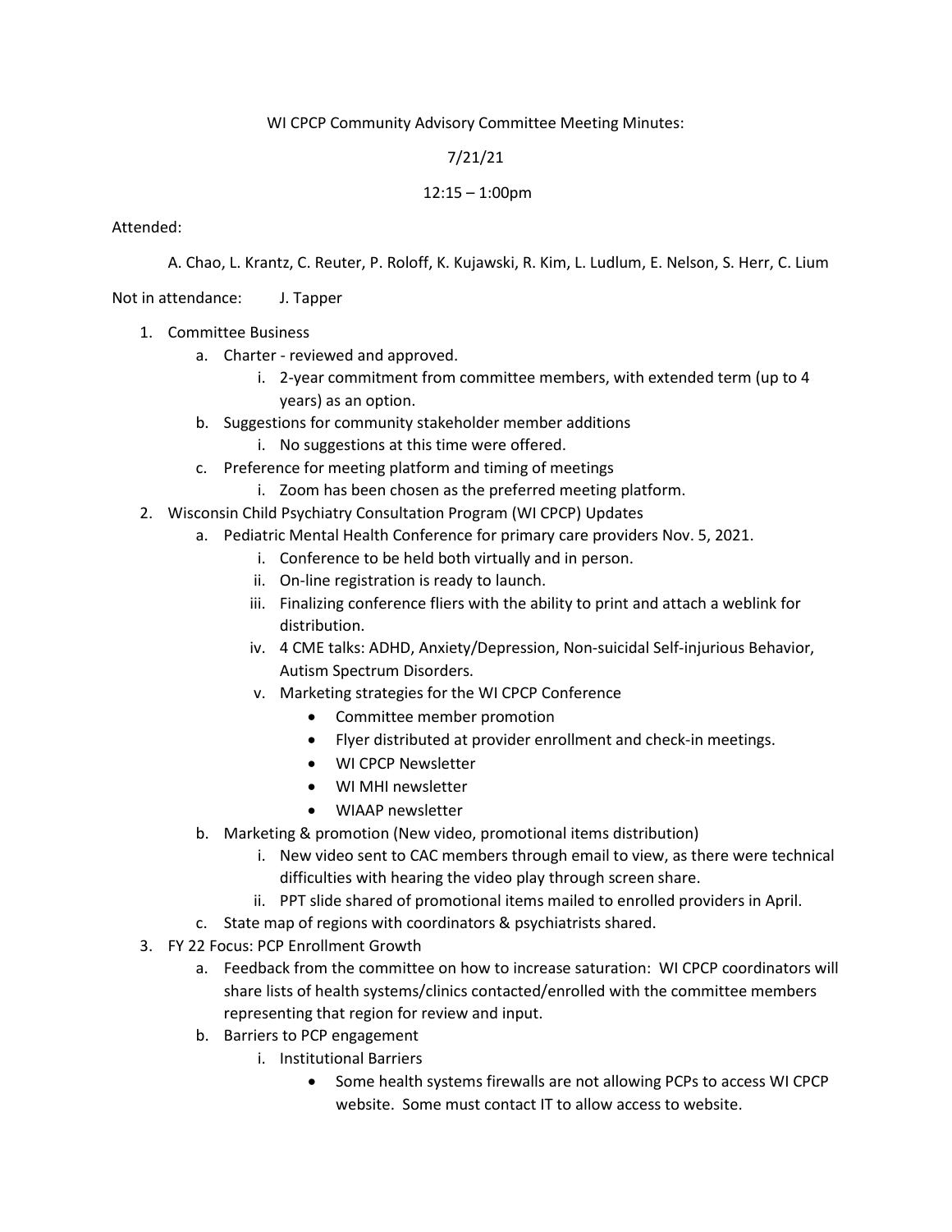WI CPCP Community Advisory Committee Meeting Minutes:

7/21/21

12:15 – 1:00pm

Attended:

A. Chao, L. Krantz, C. Reuter, P. Roloff, K. Kujawski, R. Kim, L. Ludlum, E. Nelson, S. Herr, C. Lium

Not in attendance: J. Tapper

1. Committee Business
   a. Charter - reviewed and approved.
      i. 2-year commitment from committee members, with extended term (up to 4 years) as an option.
   b. Suggestions for community stakeholder member additions
      i. No suggestions at this time were offered.
   c. Preference for meeting platform and timing of meetings
      i. Zoom has been chosen as the preferred meeting platform.
2. Wisconsin Child Psychiatry Consultation Program (WI CPCP) Updates
   a. Pediatric Mental Health Conference for primary care providers Nov. 5, 2021.
      i. Conference to be held both virtually and in person.
      ii. On-line registration is ready to launch.
      iii. Finalizing conference fliers with the ability to print and attach a weblink for distribution.
      iv. 4 CME talks: ADHD, Anxiety/Depression, Non-suicidal Self-injurious Behavior, Autism Spectrum Disorders.
      v. Marketing strategies for the WI CPCP Conference
         - Committee member promotion
         - Flyer distributed at provider enrollment and check-in meetings.
         - WI CPCP Newsletter
         - WI MHI newsletter
         - WIAAP newsletter
   b. Marketing & promotion (New video, promotional items distribution)
      i. New video sent to CAC members through email to view, as there were technical difficulties with hearing the video play through screen share.
      ii. PPT slide shared of promotional items mailed to enrolled providers in April.
   c. State map of regions with coordinators & psychiatrists shared.
3. FY 22 Focus: PCP Enrollment Growth
   a. Feedback from the committee on how to increase saturation: WI CPCP coordinators will share lists of health systems/clinics contacted/enrolled with the committee members representing that region for review and input.
   b. Barriers to PCP engagement
      i. Institutional Barriers
         - Some health systems firewalls are not allowing PCPs to access WI CPCP website. Some must contact IT to allow access to website.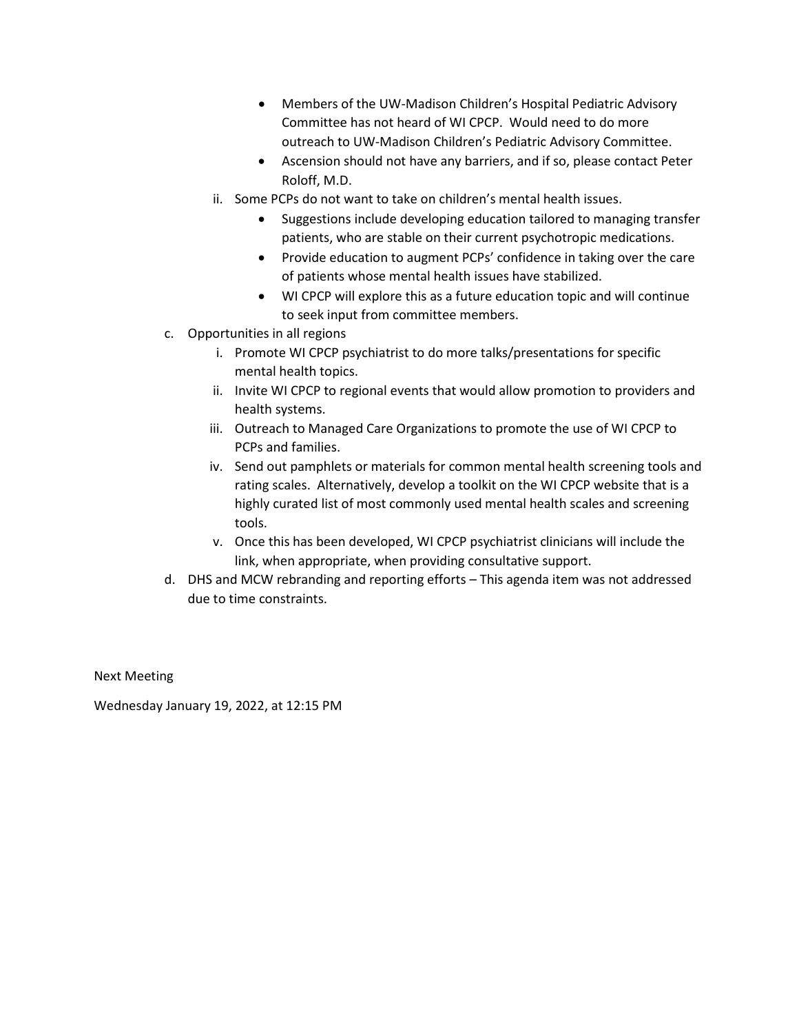- Members of the UW-Madison Children's Hospital Pediatric Advisory Committee has not heard of WI CPCP. Would need to do more outreach to UW-Madison Children's Pediatric Advisory Committee.
  - Ascension should not have any barriers, and if so, please contact Peter Roloff, M.D.

  ii. Some PCPs do not want to take on children's mental health issues.
  - Suggestions include developing education tailored to managing transfer patients, who are stable on their current psychotropic medications.
  - Provide education to augment PCPs' confidence in taking over the care of patients whose mental health issues have stabilized.
  - WI CPCP will explore this as a future education topic and will continue to seek input from committee members.

c. Opportunities in all regions

  i. Promote WI CPCP psychiatrist to do more talks/presentations for specific mental health topics.
  ii. Invite WI CPCP to regional events that would allow promotion to providers and health systems.
  iii. Outreach to Managed Care Organizations to promote the use of WI CPCP to PCPs and families.
  iv. Send out pamphlets or materials for common mental health screening tools and rating scales. Alternatively, develop a toolkit on the WI CPCP website that is a highly curated list of most commonly used mental health scales and screening tools.
  v. Once this has been developed, WI CPCP psychiatrist clinicians will include the link, when appropriate, when providing consultative support.

d. DHS and MCW rebranding and reporting efforts – This agenda item was not addressed due to time constraints.

Next Meeting

Wednesday January 19, 2022, at 12:15 PM